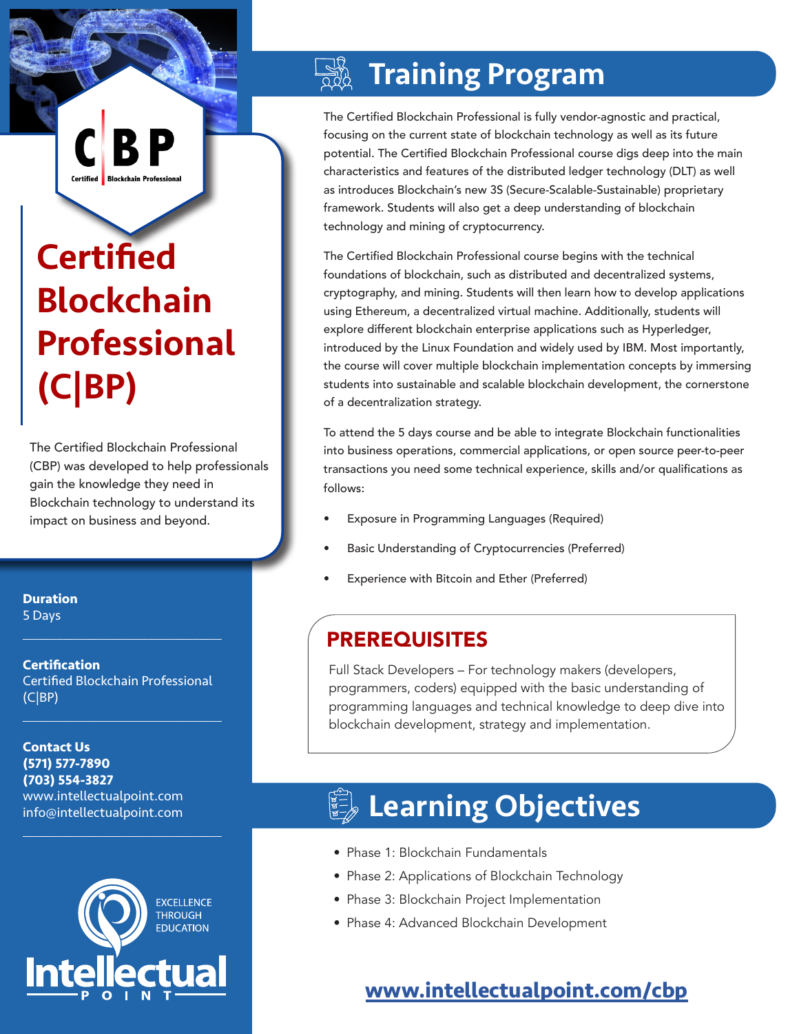# Certified Blockchain Professional (C|BP)

The Certified Blockchain Professional (CBP) was developed to help professionals gain the knowledge they need in Blockchain technology to understand its impact on business and beyond.

**Duration**
5 Days

**Certification**
Certified Blockchain Professional (C|BP)

**Contact Us**
**(571) 577-7890**
**(703) 554-3827**
www.intellectualpoint.com
info@intellectualpoint.com

EXCELLENCE THROUGH EDUCATION

Intellectual POINT

## Training Program

The Certified Blockchain Professional is fully vendor-agnostic and practical, focusing on the current state of blockchain technology as well as its future potential. The Certified Blockchain Professional course digs deep into the main characteristics and features of the distributed ledger technology (DLT) as well as introduces Blockchain's new 3S (Secure-Scalable-Sustainable) proprietary framework. Students will also get a deep understanding of blockchain technology and mining of cryptocurrency.

The Certified Blockchain Professional course begins with the technical foundations of blockchain, such as distributed and decentralized systems, cryptography, and mining. Students will then learn how to develop applications using Ethereum, a decentralized virtual machine. Additionally, students will explore different blockchain enterprise applications such as Hyperledger, introduced by the Linux Foundation and widely used by IBM. Most importantly, the course will cover multiple blockchain implementation concepts by immersing students into sustainable and scalable blockchain development, the cornerstone of a decentralization strategy.

To attend the 5 days course and be able to integrate Blockchain functionalities into business operations, commercial applications, or open source peer-to-peer transactions you need some technical experience, skills and/or qualifications as follows:

- Exposure in Programming Languages (Required)
- Basic Understanding of Cryptocurrencies (Preferred)
- Experience with Bitcoin and Ether (Preferred)

### PREREQUISITES

Full Stack Developers – For technology makers (developers, programmers, coders) equipped with the basic understanding of programming languages and technical knowledge to deep dive into blockchain development, strategy and implementation.

## Learning Objectives

- Phase 1: Blockchain Fundamentals
- Phase 2: Applications of Blockchain Technology
- Phase 3: Blockchain Project Implementation
- Phase 4: Advanced Blockchain Development

**www.intellectualpoint.com/cbp**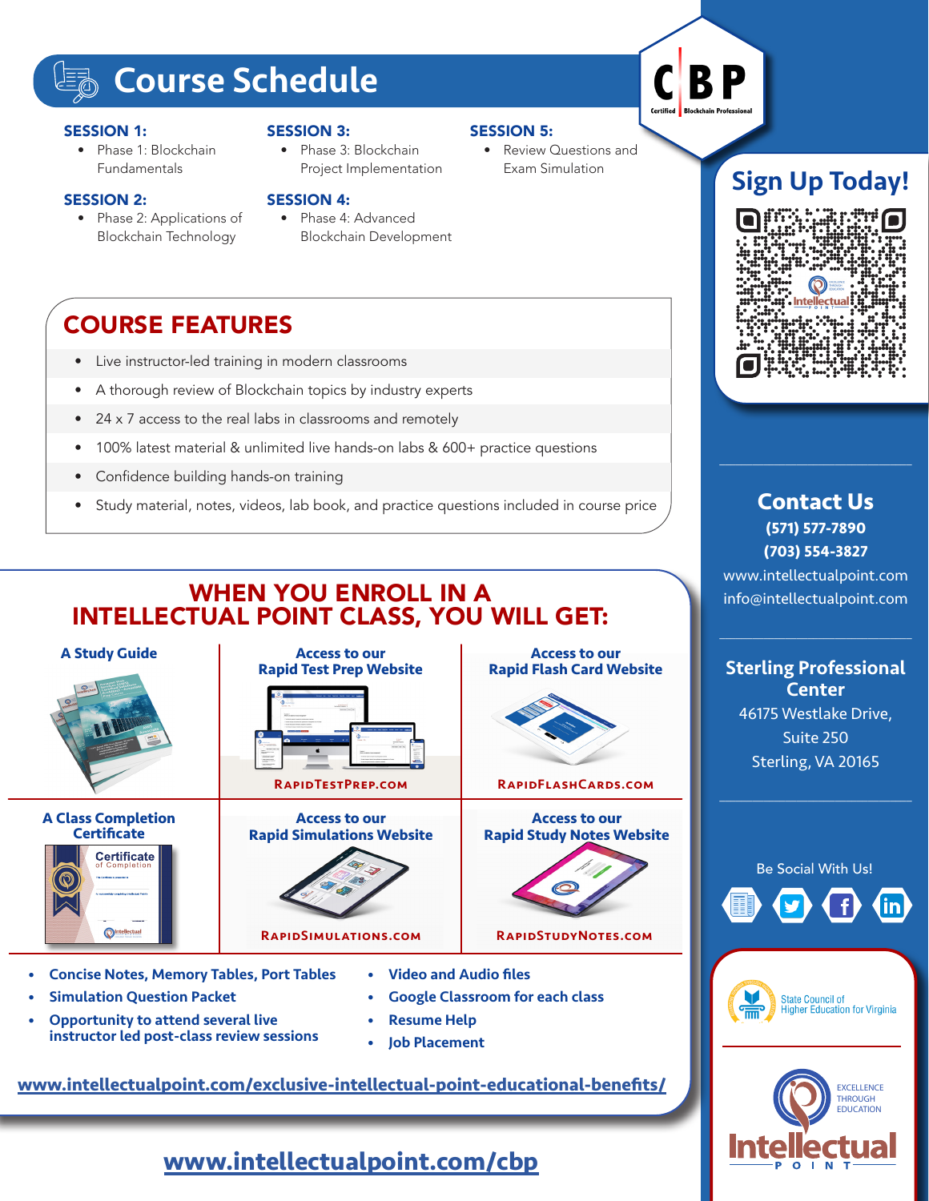# Course Schedule

**SESSION 1:**
- Phase 1: Blockchain Fundamentals

**SESSION 2:**
- Phase 2: Applications of Blockchain Technology

**SESSION 3:**
- Phase 3: Blockchain Project Implementation

**SESSION 4:**
- Phase 4: Advanced Blockchain Development

**SESSION 5:**
- Review Questions and Exam Simulation

CBP Certified Blockchain Professional

## COURSE FEATURES

- Live instructor-led training in modern classrooms
- A thorough review of Blockchain topics by industry experts
- 24 x 7 access to the real labs in classrooms and remotely
- 100% latest material & unlimited live hands-on labs & 600+ practice questions
- Confidence building hands-on training
- Study material, notes, videos, lab book, and practice questions included in course price

## WHEN YOU ENROLL IN A INTELLECTUAL POINT CLASS, YOU WILL GET:

**A Study Guide**

**Access to our Rapid Test Prep Website**
RAPIDTESTPREP.COM

**Access to our Rapid Flash Card Website**
RAPIDFLASHCARDS.COM

**A Class Completion Certificate**

**Access to our Rapid Simulations Website**
RAPIDSIMULATIONS.COM

**Access to our Rapid Study Notes Website**
RAPIDSTUDYNOTES.COM

- **Concise Notes, Memory Tables, Port Tables**
- **Simulation Question Packet**
- **Opportunity to attend several live instructor led post-class review sessions**
- **Video and Audio files**
- **Google Classroom for each class**
- **Resume Help**
- **Job Placement**

www.intellectualpoint.com/exclusive-intellectual-point-educational-benefits/

www.intellectualpoint.com/cbp

## Sign Up Today!

## Contact Us

**(571) 577-7890**
**(703) 554-3827**
www.intellectualpoint.com
info@intellectualpoint.com

**Sterling Professional Center**
46175 Westlake Drive,
Suite 250
Sterling, VA 20165

Be Social With Us!

State Council of Higher Education for Virginia

Intellectual Point — Excellence Through Education